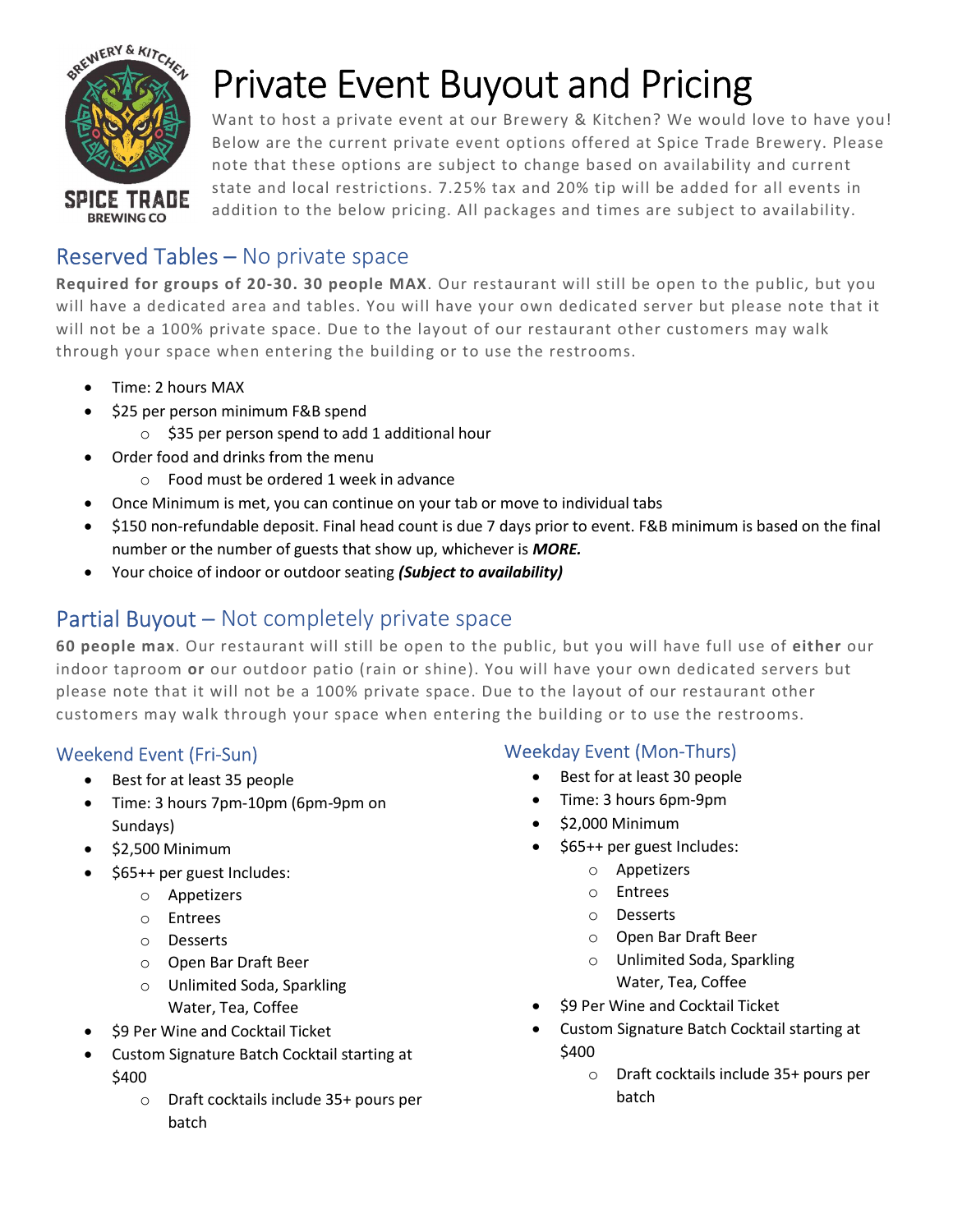# Private Event Buyout and Pricing

Want to host a private event at our Brewery & Kitchen? We would love to have you! Below are the current private event options offered at Spice Trade Brewery. Please note that these options are subject to change based on availability and current state and local restrictions. 7.25% tax and 20% tip will be added for all events in addition to the below pricing. All packages and times are subject to availability.

## Reserved Tables – No private space

**Required for groups of 20-30. 30 people MAX**. Our restaurant will still be open to the public, but you will have a dedicated area and tables. You will have your own dedicated server but please note that it will not be a 100% private space. Due to the layout of our restaurant other customers may walk through your space when entering the building or to use the restrooms.

- Time: 2 hours MAX
- $25 per person minimum F&B spend
  - $35 per person spend to add 1 additional hour
- Order food and drinks from the menu
  - Food must be ordered 1 week in advance
- Once Minimum is met, you can continue on your tab or move to individual tabs
- $150 non-refundable deposit. Final head count is due 7 days prior to event. F&B minimum is based on the final number or the number of guests that show up, whichever is ***MORE.***
- Your choice of indoor or outdoor seating ***(Subject to availability)***

## Partial Buyout – Not completely private space

**60 people max**. Our restaurant will still be open to the public, but you will have full use of **either** our indoor taproom **or** our outdoor patio (rain or shine). You will have your own dedicated servers but please note that it will not be a 100% private space. Due to the layout of our restaurant other customers may walk through your space when entering the building or to use the restrooms.

### Weekend Event (Fri-Sun)

- Best for at least 35 people
- Time: 3 hours 7pm-10pm (6pm-9pm on Sundays)
- $2,500 Minimum
- $65++ per guest Includes:
  - Appetizers
  - Entrees
  - Desserts
  - Open Bar Draft Beer
  - Unlimited Soda, Sparkling Water, Tea, Coffee
- $9 Per Wine and Cocktail Ticket
- Custom Signature Batch Cocktail starting at $400
  - Draft cocktails include 35+ pours per batch

### Weekday Event (Mon-Thurs)

- Best for at least 30 people
- Time: 3 hours 6pm-9pm
- $2,000 Minimum
- $65++ per guest Includes:
  - Appetizers
  - Entrees
  - Desserts
  - Open Bar Draft Beer
  - Unlimited Soda, Sparkling Water, Tea, Coffee
- $9 Per Wine and Cocktail Ticket
- Custom Signature Batch Cocktail starting at $400
  - Draft cocktails include 35+ pours per batch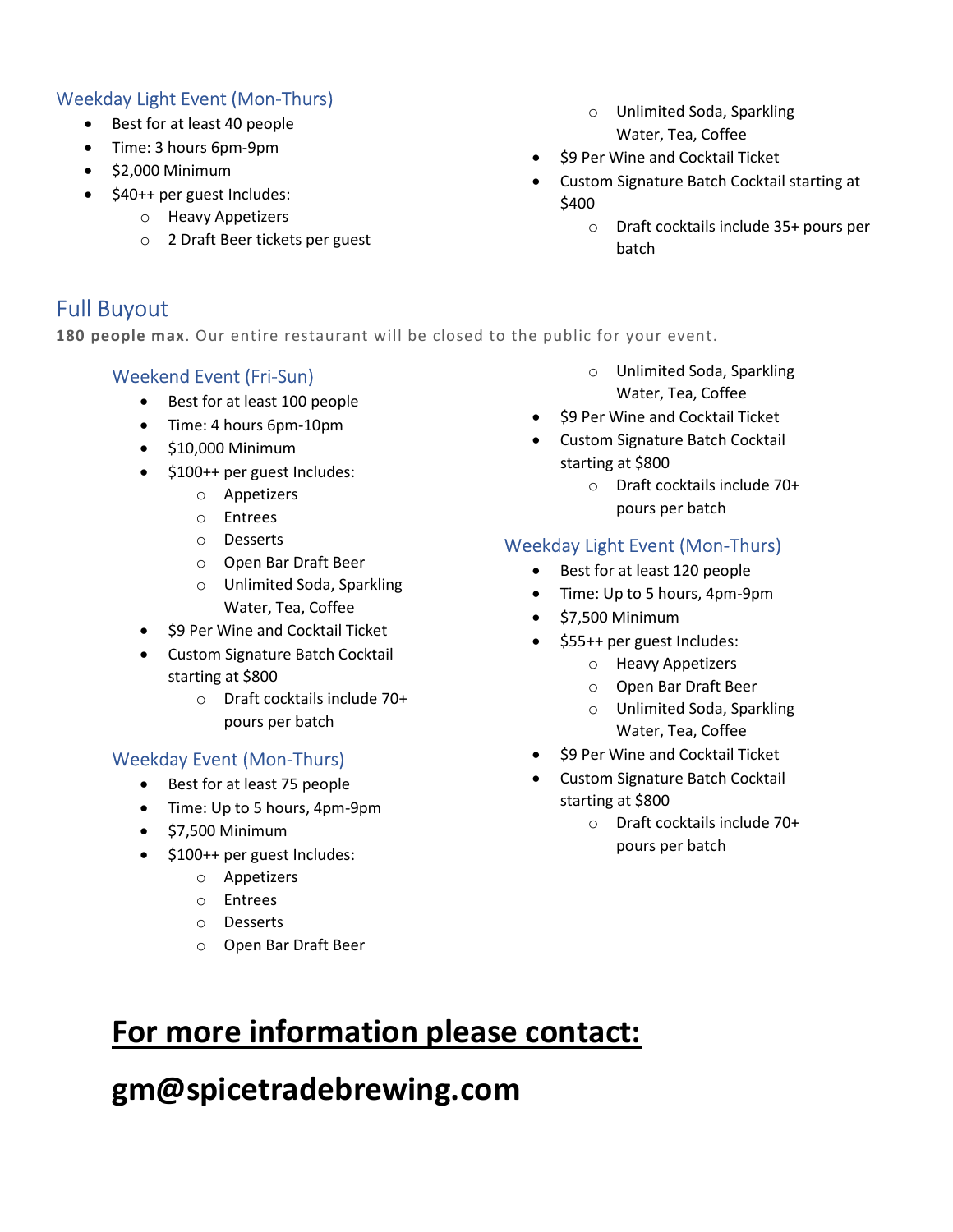### Weekday Light Event (Mon-Thurs)

- Best for at least 40 people
- Time: 3 hours 6pm-9pm
- $2,000 Minimum
- $40++ per guest Includes:
  - Heavy Appetizers
  - 2 Draft Beer tickets per guest
  - Unlimited Soda, Sparkling Water, Tea, Coffee
- $9 Per Wine and Cocktail Ticket
- Custom Signature Batch Cocktail starting at $400
  - Draft cocktails include 35+ pours per batch

## Full Buyout

**180 people max**. Our entire restaurant will be closed to the public for your event.

### Weekend Event (Fri-Sun)

- Best for at least 100 people
- Time: 4 hours 6pm-10pm
- $10,000 Minimum
- $100++ per guest Includes:
  - Appetizers
  - Entrees
  - Desserts
  - Open Bar Draft Beer
  - Unlimited Soda, Sparkling Water, Tea, Coffee
- $9 Per Wine and Cocktail Ticket
- Custom Signature Batch Cocktail starting at $800
  - Draft cocktails include 70+ pours per batch

### Weekday Event (Mon-Thurs)

- Best for at least 75 people
- Time: Up to 5 hours, 4pm-9pm
- $7,500 Minimum
- $100++ per guest Includes:
  - Appetizers
  - Entrees
  - Desserts
  - Open Bar Draft Beer
  - Unlimited Soda, Sparkling Water, Tea, Coffee
- $9 Per Wine and Cocktail Ticket
- Custom Signature Batch Cocktail starting at $800
  - Draft cocktails include 70+ pours per batch

### Weekday Light Event (Mon-Thurs)

- Best for at least 120 people
- Time: Up to 5 hours, 4pm-9pm
- $7,500 Minimum
- $55++ per guest Includes:
  - Heavy Appetizers
  - Open Bar Draft Beer
  - Unlimited Soda, Sparkling Water, Tea, Coffee
- $9 Per Wine and Cocktail Ticket
- Custom Signature Batch Cocktail starting at $800
  - Draft cocktails include 70+ pours per batch

## <u>For more information please contact:</u>

## gm@spicetradebrewing.com